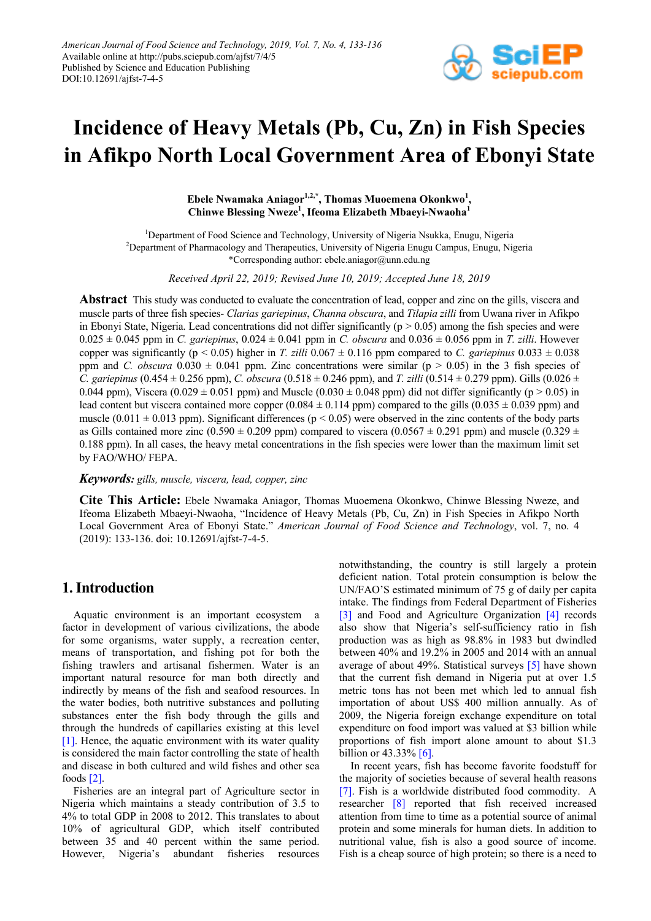# Incidence of Heavy Metals (Pb, Cu, Zn) in Fish Species in Afikpo North Local Government Area of Ebonyi State

**Ebele Nwamaka Aniagor[1,2,*], Thomas Muoemena Okonkwo[1], Chinwe Blessing Nweze[1], Ifeoma Elizabeth Mbaeyi-Nwaoha[1]**

[1]Department of Food Science and Technology, University of Nigeria Nsukka, Enugu, Nigeria
[2]Department of Pharmacology and Therapeutics, University of Nigeria Enugu Campus, Enugu, Nigeria
*Corresponding author: ebele.aniagor@unn.edu.ng

*Received April 22, 2019; Revised June 10, 2019; Accepted June 18, 2019*

**Abstract** This study was conducted to evaluate the concentration of lead, copper and zinc on the gills, viscera and muscle parts of three fish species- *Clarias gariepinus*, *Channa obscura*, and *Tilapia zilli* from Uwana river in Afikpo in Ebonyi State, Nigeria. Lead concentrations did not differ significantly ($p > 0.05$) among the fish species and were $0.025 \pm 0.045$ ppm in *C. gariepinus*, $0.024 \pm 0.041$ ppm in *C. obscura* and $0.036 \pm 0.056$ ppm in *T. zilli*. However copper was significantly ($p < 0.05$) higher in *T. zilli* $0.067 \pm 0.116$ ppm compared to *C. gariepinus* $0.033 \pm 0.038$ ppm and *C. obscura* $0.030 \pm 0.041$ ppm. Zinc concentrations were similar ($p > 0.05$) in the 3 fish species of *C. gariepinus* ($0.454 \pm 0.256$ ppm), *C. obscura* ($0.518 \pm 0.246$ ppm), and *T. zilli* ($0.514 \pm 0.279$ ppm). Gills ($0.026 \pm 0.044$ ppm), Viscera ($0.029 \pm 0.051$ ppm) and Muscle ($0.030 \pm 0.048$ ppm) did not differ significantly ($p > 0.05$) in lead content but viscera contained more copper ($0.084 \pm 0.114$ ppm) compared to the gills ($0.035 \pm 0.039$ ppm) and muscle ($0.011 \pm 0.013$ ppm). Significant differences ($p < 0.05$) were observed in the zinc contents of the body parts as Gills contained more zinc ($0.590 \pm 0.209$ ppm) compared to viscera ($0.0567 \pm 0.291$ ppm) and muscle ($0.329 \pm 0.188$ ppm). In all cases, the heavy metal concentrations in the fish species were lower than the maximum limit set by FAO/WHO/ FEPA.

***Keywords:*** *gills, muscle, viscera, lead, copper, zinc*

**Cite This Article:** Ebele Nwamaka Aniagor, Thomas Muoemena Okonkwo, Chinwe Blessing Nweze, and Ifeoma Elizabeth Mbaeyi-Nwaoha, "Incidence of Heavy Metals (Pb, Cu, Zn) in Fish Species in Afikpo North Local Government Area of Ebonyi State." *American Journal of Food Science and Technology*, vol. 7, no. 4 (2019): 133-136. doi: 10.12691/ajfst-7-4-5.

## 1. Introduction

Aquatic environment is an important ecosystem a factor in development of various civilizations, the abode for some organisms, water supply, a recreation center, means of transportation, and fishing pot for both the fishing trawlers and artisanal fishermen. Water is an important natural resource for man both directly and indirectly by means of the fish and seafood resources. In the water bodies, both nutritive substances and polluting substances enter the fish body through the gills and through the hundreds of capillaries existing at this level [1]. Hence, the aquatic environment with its water quality is considered the main factor controlling the state of health and disease in both cultured and wild fishes and other sea foods [2].

Fisheries are an integral part of Agriculture sector in Nigeria which maintains a steady contribution of 3.5 to 4% to total GDP in 2008 to 2012. This translates to about 10% of agricultural GDP, which itself contributed between 35 and 40 percent within the same period. However, Nigeria's abundant fisheries resources notwithstanding, the country is still largely a protein deficient nation. Total protein consumption is below the UN/FAO'S estimated minimum of 75 g of daily per capita intake. The findings from Federal Department of Fisheries [3] and Food and Agriculture Organization [4] records also show that Nigeria's self-sufficiency ratio in fish production was as high as 98.8% in 1983 but dwindled between 40% and 19.2% in 2005 and 2014 with an annual average of about 49%. Statistical surveys [5] have shown that the current fish demand in Nigeria put at over 1.5 metric tons has not been met which led to annual fish importation of about US$ 400 million annually. As of 2009, the Nigeria foreign exchange expenditure on total expenditure on food import was valued at $3 billion while proportions of fish import alone amount to about $1.3 billion or 43.33% [6].

In recent years, fish has become favorite foodstuff for the majority of societies because of several health reasons [7]. Fish is a worldwide distributed food commodity. A researcher [8] reported that fish received increased attention from time to time as a potential source of animal protein and some minerals for human diets. In addition to nutritional value, fish is also a good source of income. Fish is a cheap source of high protein; so there is a need to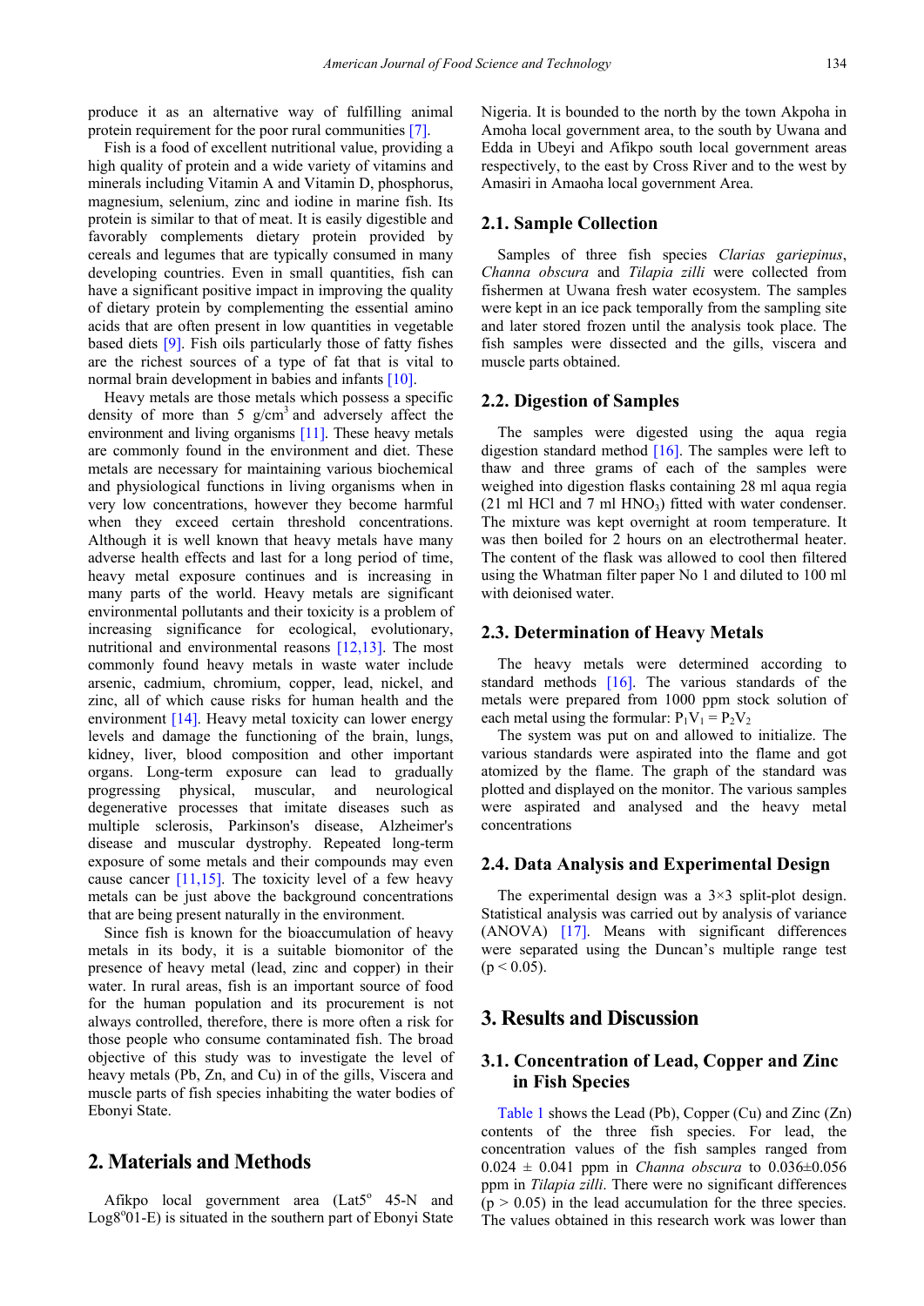produce it as an alternative way of fulfilling animal protein requirement for the poor rural communities [7].

Fish is a food of excellent nutritional value, providing a high quality of protein and a wide variety of vitamins and minerals including Vitamin A and Vitamin D, phosphorus, magnesium, selenium, zinc and iodine in marine fish. Its protein is similar to that of meat. It is easily digestible and favorably complements dietary protein provided by cereals and legumes that are typically consumed in many developing countries. Even in small quantities, fish can have a significant positive impact in improving the quality of dietary protein by complementing the essential amino acids that are often present in low quantities in vegetable based diets [9]. Fish oils particularly those of fatty fishes are the richest sources of a type of fat that is vital to normal brain development in babies and infants [10].

Heavy metals are those metals which possess a specific density of more than 5 $g/cm^3$ and adversely affect the environment and living organisms [11]. These heavy metals are commonly found in the environment and diet. These metals are necessary for maintaining various biochemical and physiological functions in living organisms when in very low concentrations, however they become harmful when they exceed certain threshold concentrations. Although it is well known that heavy metals have many adverse health effects and last for a long period of time, heavy metal exposure continues and is increasing in many parts of the world. Heavy metals are significant environmental pollutants and their toxicity is a problem of increasing significance for ecological, evolutionary, nutritional and environmental reasons [12,13]. The most commonly found heavy metals in waste water include arsenic, cadmium, chromium, copper, lead, nickel, and zinc, all of which cause risks for human health and the environment [14]. Heavy metal toxicity can lower energy levels and damage the functioning of the brain, lungs, kidney, liver, blood composition and other important organs. Long-term exposure can lead to gradually progressing physical, muscular, and neurological degenerative processes that imitate diseases such as multiple sclerosis, Parkinson's disease, Alzheimer's disease and muscular dystrophy. Repeated long-term exposure of some metals and their compounds may even cause cancer [11,15]. The toxicity level of a few heavy metals can be just above the background concentrations that are being present naturally in the environment.

Since fish is known for the bioaccumulation of heavy metals in its body, it is a suitable biomonitor of the presence of heavy metal (lead, zinc and copper) in their water. In rural areas, fish is an important source of food for the human population and its procurement is not always controlled, therefore, there is more often a risk for those people who consume contaminated fish. The broad objective of this study was to investigate the level of heavy metals (Pb, Zn, and Cu) in of the gills, Viscera and muscle parts of fish species inhabiting the water bodies of Ebonyi State.

## 2. Materials and Methods

Afikpo local government area (Lat5$^o$ 45-N and Log8$^o$01-E) is situated in the southern part of Ebonyi State Nigeria. It is bounded to the north by the town Akpoha in Amoha local government area, to the south by Uwana and Edda in Ubeyi and Afikpo south local government areas respectively, to the east by Cross River and to the west by Amasiri in Amaoha local government Area.

### 2.1. Sample Collection

Samples of three fish species *Clarias gariepinus*, *Channa obscura* and *Tilapia zilli* were collected from fishermen at Uwana fresh water ecosystem. The samples were kept in an ice pack temporally from the sampling site and later stored frozen until the analysis took place. The fish samples were dissected and the gills, viscera and muscle parts obtained.

### 2.2. Digestion of Samples

The samples were digested using the aqua regia digestion standard method [16]. The samples were left to thaw and three grams of each of the samples were weighed into digestion flasks containing 28 ml aqua regia (21 ml HCl and 7 ml $HNO_3$) fitted with water condenser. The mixture was kept overnight at room temperature. It was then boiled for 2 hours on an electrothermal heater. The content of the flask was allowed to cool then filtered using the Whatman filter paper No 1 and diluted to 100 ml with deionised water.

### 2.3. Determination of Heavy Metals

The heavy metals were determined according to standard methods [16]. The various standards of the metals were prepared from 1000 ppm stock solution of each metal using the formular: $P_1V_1 = P_2V_2$

The system was put on and allowed to initialize. The various standards were aspirated into the flame and got atomized by the flame. The graph of the standard was plotted and displayed on the monitor. The various samples were aspirated and analysed and the heavy metal concentrations

### 2.4. Data Analysis and Experimental Design

The experimental design was a 3×3 split-plot design. Statistical analysis was carried out by analysis of variance (ANOVA) [17]. Means with significant differences were separated using the Duncan's multiple range test ($p < 0.05$).

## 3. Results and Discussion

### 3.1. Concentration of Lead, Copper and Zinc in Fish Species

Table 1 shows the Lead (Pb), Copper (Cu) and Zinc (Zn) contents of the three fish species. For lead, the concentration values of the fish samples ranged from 0.024 ± 0.041 ppm in *Channa obscura* to 0.036±0.056 ppm in *Tilapia zilli*. There were no significant differences ($p > 0.05$) in the lead accumulation for the three species. The values obtained in this research work was lower than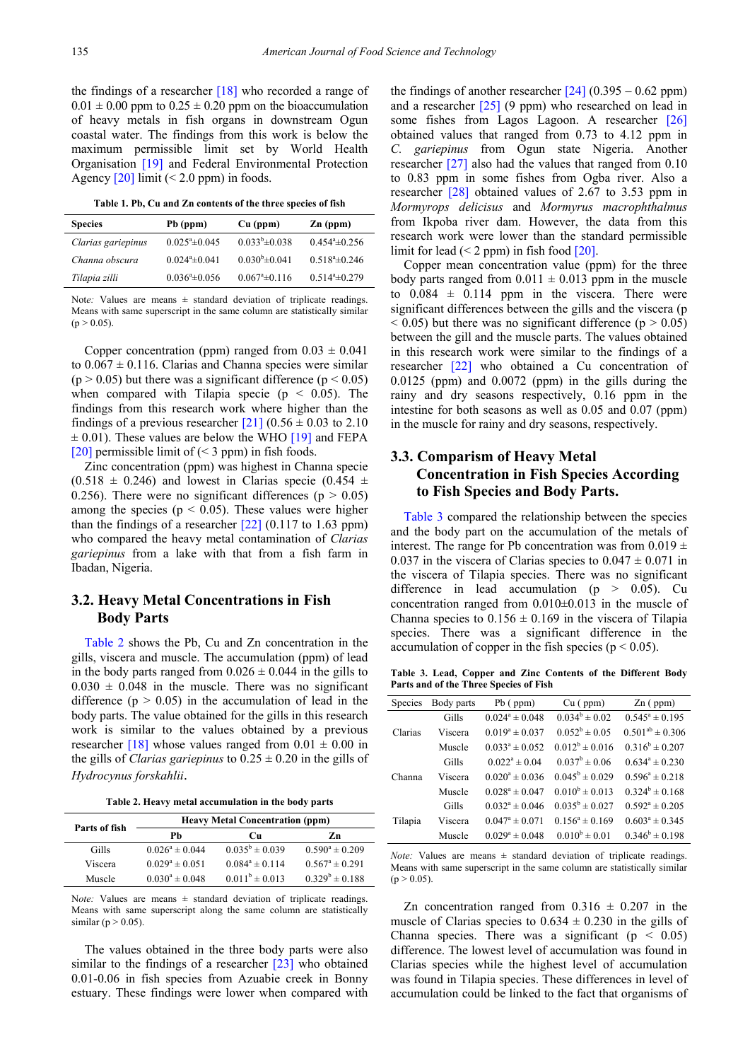the findings of a researcher [18] who recorded a range of 0.01 ± 0.00 ppm to 0.25 ± 0.20 ppm on the bioaccumulation of heavy metals in fish organs in downstream Ogun coastal water. The findings from this work is below the maximum permissible limit set by World Health Organisation [19] and Federal Environmental Protection Agency [20] limit (< 2.0 ppm) in foods.

**Table 1. Pb, Cu and Zn contents of the three species of fish**

| Species | Pb (ppm) | Cu (ppm) | Zn (ppm) |
|---|---|---|---|
| *Clarias gariepinus* | $0.025^{a}$±0.045 | $0.033^{b}$±0.038 | $0.454^{a}$±0.256 |
| *Channa obscura* | $0.024^{a}$±0.041 | $0.030^{b}$±0.041 | $0.518^{a}$±0.246 |
| *Tilapia zilli* | $0.036^{a}$±0.056 | $0.067^{a}$±0.116 | $0.514^{a}$±0.279 |

Note*:* Values are means ± standard deviation of triplicate readings. Means with same superscript in the same column are statistically similar ($p > 0.05$).

Copper concentration (ppm) ranged from 0.03 ± 0.041 to 0.067 ± 0.116. Clarias and Channa species were similar ($p > 0.05$) but there was a significant difference ($p < 0.05$) when compared with Tilapia specie ($p < 0.05$). The findings from this research work where higher than the findings of a previous researcher [21] (0.56 ± 0.03 to 2.10 ± 0.01). These values are below the WHO [19] and FEPA [20] permissible limit of (< 3 ppm) in fish foods.

Zinc concentration (ppm) was highest in Channa specie (0.518 ± 0.246) and lowest in Clarias specie (0.454 ± 0.256). There were no significant differences ($p > 0.05$) among the species ($p < 0.05$). These values were higher than the findings of a researcher [22] (0.117 to 1.63 ppm) who compared the heavy metal contamination of *Clarias gariepinus* from a lake with that from a fish farm in Ibadan, Nigeria.

## 3.2. Heavy Metal Concentrations in Fish Body Parts

Table 2 shows the Pb, Cu and Zn concentration in the gills, viscera and muscle. The accumulation (ppm) of lead in the body parts ranged from 0.026 ± 0.044 in the gills to 0.030 ± 0.048 in the muscle. There was no significant difference ($p > 0.05$) in the accumulation of lead in the body parts. The value obtained for the gills in this research work is similar to the values obtained by a previous researcher [18] whose values ranged from 0.01 ± 0.00 in the gills of *Clarias gariepinus* to 0.25 ± 0.20 in the gills of *Hydrocynus forskahlii*.

**Table 2. Heavy metal accumulation in the body parts**

| Parts of fish | Heavy Metal Concentration (ppm) | | |
|---|---|---|---|
| | Pb | Cu | Zn |
| Gills | $0.026^{a}$ ± 0.044 | $0.035^{b}$ ± 0.039 | $0.590^{a}$ ± 0.209 |
| Viscera | $0.029^{a}$ ± 0.051 | $0.084^{a}$ ± 0.114 | $0.567^{a}$ ± 0.291 |
| Muscle | $0.030^{a}$ ± 0.048 | $0.011^{b}$ ± 0.013 | $0.329^{b}$ ± 0.188 |

Note*:* Values are means ± standard deviation of triplicate readings. Means with same superscript along the same column are statistically similar ($p > 0.05$).

The values obtained in the three body parts were also similar to the findings of a researcher [23] who obtained 0.01-0.06 in fish species from Azuabie creek in Bonny estuary. These findings were lower when compared with the findings of another researcher [24] (0.395 – 0.62 ppm) and a researcher [25] (9 ppm) who researched on lead in some fishes from Lagos Lagoon. A researcher [26] obtained values that ranged from 0.73 to 4.12 ppm in *C. gariepinus* from Ogun state Nigeria. Another researcher [27] also had the values that ranged from 0.10 to 0.83 ppm in some fishes from Ogba river. Also a researcher [28] obtained values of 2.67 to 3.53 ppm in *Mormyrops delicisus* and *Mormyrus macrophthalmus* from Ikpoba river dam. However, the data from this research work were lower than the standard permissible limit for lead (< 2 ppm) in fish food [20].

Copper mean concentration value (ppm) for the three body parts ranged from 0.011 ± 0.013 ppm in the muscle to 0.084 ± 0.114 ppm in the viscera. There were significant differences between the gills and the viscera ($p < 0.05$) but there was no significant difference ($p > 0.05$) between the gill and the muscle parts. The values obtained in this research work were similar to the findings of a researcher [22] who obtained a Cu concentration of 0.0125 (ppm) and 0.0072 (ppm) in the gills during the rainy and dry seasons respectively, 0.16 ppm in the intestine for both seasons as well as 0.05 and 0.07 (ppm) in the muscle for rainy and dry seasons, respectively.

## 3.3. Comparism of Heavy Metal Concentration in Fish Species According to Fish Species and Body Parts.

Table 3 compared the relationship between the species and the body part on the accumulation of the metals of interest. The range for Pb concentration was from 0.019 ± 0.037 in the viscera of Clarias species to 0.047 ± 0.071 in the viscera of Tilapia species. There was no significant difference in lead accumulation ($p > 0.05$). Cu concentration ranged from 0.010±0.013 in the muscle of Channa species to 0.156 ± 0.169 in the viscera of Tilapia species. There was a significant difference in the accumulation of copper in the fish species ($p < 0.05$).

**Table 3. Lead, Copper and Zinc Contents of the Different Body Parts and of the Three Species of Fish**

| Species | Body parts | Pb ( ppm) | Cu ( ppm) | Zn ( ppm) |
|---|---|---|---|---|
| Clarias | Gills | $0.024^{a}$ ± 0.048 | $0.034^{b}$ ± 0.02 | $0.545^{a}$ ± 0.195 |
| | Viscera | $0.019^{a}$ ± 0.037 | $0.052^{b}$ ± 0.05 | $0.501^{ab}$ ± 0.306 |
| | Muscle | $0.033^{a}$ ± 0.052 | $0.012^{b}$ ± 0.016 | $0.316^{b}$ ± 0.207 |
| Channa | Gills | $0.022^{a}$ ± 0.04 | $0.037^{b}$ ± 0.06 | $0.634^{a}$ ± 0.230 |
| | Viscera | $0.020^{a}$ ± 0.036 | $0.045^{b}$ ± 0.029 | $0.596^{a}$ ± 0.218 |
| | Muscle | $0.028^{a}$ ± 0.047 | $0.010^{b}$ ± 0.013 | $0.324^{b}$ ± 0.168 |
| Tilapia | Gills | $0.032^{a}$ ± 0.046 | $0.035^{b}$ ± 0.027 | $0.592^{a}$ ± 0.205 |
| | Viscera | $0.047^{a}$ ± 0.071 | $0.156^{a}$ ± 0.169 | $0.603^{a}$ ± 0.345 |
| | Muscle | $0.029^{a}$ ± 0.048 | $0.010^{b}$ ± 0.01 | $0.346^{b}$ ± 0.198 |

*Note:* Values are means ± standard deviation of triplicate readings. Means with same superscript in the same column are statistically similar ($p > 0.05$).

Zn concentration ranged from 0.316 ± 0.207 in the muscle of Clarias species to 0.634 ± 0.230 in the gills of Channa species. There was a significant ($p < 0.05$) difference. The lowest level of accumulation was found in Clarias species while the highest level of accumulation was found in Tilapia species. These differences in level of accumulation could be linked to the fact that organisms of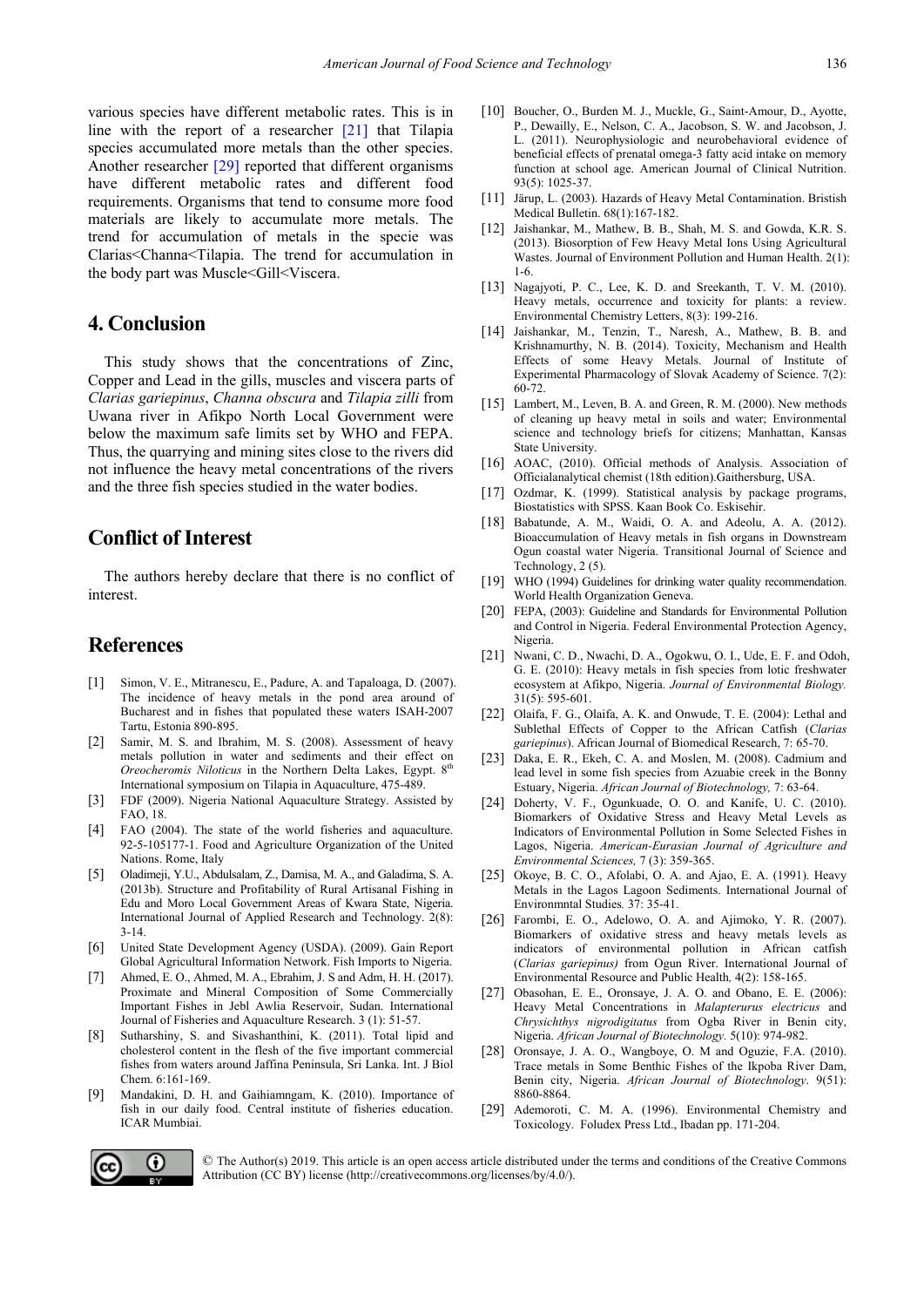various species have different metabolic rates. This is in line with the report of a researcher [21] that Tilapia species accumulated more metals than the other species. Another researcher [29] reported that different organisms have different metabolic rates and different food requirements. Organisms that tend to consume more food materials are likely to accumulate more metals. The trend for accumulation of metals in the specie was Clarias<Channa<Tilapia. The trend for accumulation in the body part was Muscle<Gill<Viscera.

## 4. Conclusion

This study shows that the concentrations of Zinc, Copper and Lead in the gills, muscles and viscera parts of *Clarias gariepinus*, *Channa obscura* and *Tilapia zilli* from Uwana river in Afikpo North Local Government were below the maximum safe limits set by WHO and FEPA. Thus, the quarrying and mining sites close to the rivers did not influence the heavy metal concentrations of the rivers and the three fish species studied in the water bodies.

## Conflict of Interest

The authors hereby declare that there is no conflict of interest.

## References

[1] Simon, V. E., Mitranescu, E., Padure, A. and Tapaloaga, D. (2007). The incidence of heavy metals in the pond area around of Bucharest and in fishes that populated these waters ISAH-2007 Tartu, Estonia 890-895.

[2] Samir, M. S. and Ibrahim, M. S. (2008). Assessment of heavy metals pollution in water and sediments and their effect on *Oreocheromis Niloticus* in the Northern Delta Lakes, Egypt. 8th International symposium on Tilapia in Aquaculture, 475-489.

[3] FDF (2009). Nigeria National Aquaculture Strategy. Assisted by FAO, 18.

[4] FAO (2004). The state of the world fisheries and aquaculture. 92-5-105177-1. Food and Agriculture Organization of the United Nations. Rome, Italy

[5] Oladimeji, Y.U., Abdulsalam, Z., Damisa, M. A., and Galadima, S. A. (2013b). Structure and Profitability of Rural Artisanal Fishing in Edu and Moro Local Government Areas of Kwara State, Nigeria. International Journal of Applied Research and Technology. 2(8): 3-14.

[6] United State Development Agency (USDA). (2009). Gain Report Global Agricultural Information Network. Fish Imports to Nigeria.

[7] Ahmed, E. O., Ahmed, M. A., Ebrahim, J. S and Adm, H. H. (2017). Proximate and Mineral Composition of Some Commercially Important Fishes in Jebl Awlia Reservoir, Sudan. International Journal of Fisheries and Aquaculture Research. 3 (1): 51-57.

[8] Sutharshiny, S. and Sivashanthini, K. (2011). Total lipid and cholesterol content in the flesh of the five important commercial fishes from waters around Jaffina Peninsula, Sri Lanka. Int. J Biol Chem. 6:161-169.

[9] Mandakini, D. H. and Gaihiamngam, K. (2010). Importance of fish in our daily food. Central institute of fisheries education. ICAR Mumbiai.

[10] Boucher, O., Burden M. J., Muckle, G., Saint-Amour, D., Ayotte, P., Dewailly, E., Nelson, C. A., Jacobson, S. W. and Jacobson, J. L. (2011). Neurophysiologic and neurobehavioral evidence of beneficial effects of prenatal omega-3 fatty acid intake on memory function at school age. American Journal of Clinical Nutrition. 93(5): 1025-37.

[11] Järup, L. (2003). Hazards of Heavy Metal Contamination. Bristish Medical Bulletin. 68(1):167-182.

[12] Jaishankar, M., Mathew, B. B., Shah, M. S. and Gowda, K.R. S. (2013). Biosorption of Few Heavy Metal Ions Using Agricultural Wastes. Journal of Environment Pollution and Human Health. 2(1): 1-6.

[13] Nagajyoti, P. C., Lee, K. D. and Sreekanth, T. V. M. (2010). Heavy metals, occurrence and toxicity for plants: a review. Environmental Chemistry Letters, 8(3): 199-216.

[14] Jaishankar, M., Tenzin, T., Naresh, A., Mathew, B. B. and Krishnamurthy, N. B. (2014). Toxicity, Mechanism and Health Effects of some Heavy Metals. Journal of Institute of Experimental Pharmacology of Slovak Academy of Science. 7(2): 60-72.

[15] Lambert, M., Leven, B. A. and Green, R. M. (2000). New methods of cleaning up heavy metal in soils and water; Environmental science and technology briefs for citizens; Manhattan, Kansas State University.

[16] AOAC, (2010). Official methods of Analysis. Association of Officialanalytical chemist (18th edition).Gaithersburg, USA.

[17] Ozdmar, K. (1999). Statistical analysis by package programs, Biostatistics with SPSS. Kaan Book Co. Eskisehir.

[18] Babatunde, A. M., Waidi, O. A. and Adeolu, A. A. (2012). Bioaccumulation of Heavy metals in fish organs in Downstream Ogun coastal water Nigeria. Transitional Journal of Science and Technology, 2 (5).

[19] WHO (1994) Guidelines for drinking water quality recommendation. World Health Organization Geneva.

[20] FEPA, (2003): Guideline and Standards for Environmental Pollution and Control in Nigeria. Federal Environmental Protection Agency, Nigeria.

[21] Nwani, C. D., Nwachi, D. A., Ogokwu, O. I., Ude, E. F. and Odoh, G. E. (2010): Heavy metals in fish species from lotic freshwater ecosystem at Afikpo, Nigeria. *Journal of Environmental Biology.* 31(5): 595-601.

[22] Olaifa, F. G., Olaifa, A. K. and Onwude, T. E. (2004): Lethal and Sublethal Effects of Copper to the African Catfish (*Clarias gariepinus*). African Journal of Biomedical Research, 7: 65-70.

[23] Daka, E. R., Ekeh, C. A. and Moslen, M. (2008). Cadmium and lead level in some fish species from Azuabie creek in the Bonny Estuary, Nigeria. *African Journal of Biotechnology,* 7: 63-64.

[24] Doherty, V. F., Ogunkuade, O. O. and Kanife, U. C. (2010). Biomarkers of Oxidative Stress and Heavy Metal Levels as Indicators of Environmental Pollution in Some Selected Fishes in Lagos, Nigeria. *American-Eurasian Journal of Agriculture and Environmental Sciences,* 7 (3): 359-365.

[25] Okoye, B. C. O., Afolabi, O. A. and Ajao, E. A. (1991). Heavy Metals in the Lagos Lagoon Sediments. International Journal of Environmntal Studies. 37: 35-41.

[26] Farombi, E. O., Adelowo, O. A. and Ajimoko, Y. R. (2007). Biomarkers of oxidative stress and heavy metals levels as indicators of environmental pollution in African catfish (*Clarias gariepinus)* from Ogun River. International Journal of Environmental Resource and Public Health, 4(2): 158-165.

[27] Obasohan, E. E., Oronsaye, J. A. O. and Obano, E. E. (2006): Heavy Metal Concentrations in *Malapterurus electricus* and *Chrysichthys nigrodigitatus* from Ogba River in Benin city, Nigeria. *African Journal of Biotechnology.* 5(10): 974-982.

[28] Oronsaye, J. A. O., Wangboye, O. M and Oguzie, F.A. (2010). Trace metals in Some Benthic Fishes of the Ikpoba River Dam, Benin city, Nigeria. *African Journal of Biotechnology*. 9(51): 8860-8864.

[29] Ademoroti, C. M. A. (1996). Environmental Chemistry and Toxicology. Foludex Press Ltd., Ibadan pp. 171-204.

© The Author(s) 2019. This article is an open access article distributed under the terms and conditions of the Creative Commons Attribution (CC BY) license (http://creativecommons.org/licenses/by/4.0/).